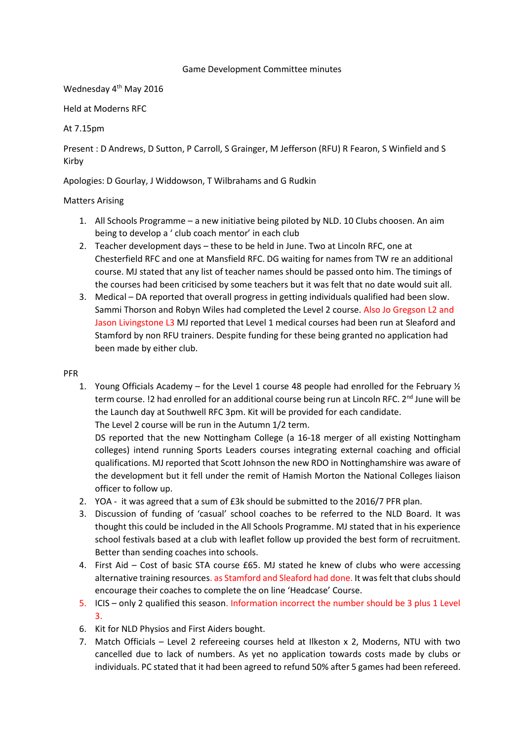Game Development Committee minutes

Wednesday 4th May 2016

Held at Moderns RFC

At 7.15pm

Present : D Andrews, D Sutton, P Carroll, S Grainger, M Jefferson (RFU) R Fearon, S Winfield and S Kirby

Apologies: D Gourlay, J Widdowson, T Wilbrahams and G Rudkin

Matters Arising

1. All Schools Programme – a new initiative being piloted by NLD. 10 Clubs choosen. An aim being to develop a ' club coach mentor' in each club
2. Teacher development days – these to be held in June. Two at Lincoln RFC, one at Chesterfield RFC and one at Mansfield RFC. DG waiting for names from TW re an additional course. MJ stated that any list of teacher names should be passed onto him. The timings of the courses had been criticised by some teachers but it was felt that no date would suit all.
3. Medical – DA reported that overall progress in getting individuals qualified had been slow. Sammi Thorson and Robyn Wiles had completed the Level 2 course. Also Jo Gregson L2 and Jason Livingstone L3 MJ reported that Level 1 medical courses had been run at Sleaford and Stamford by non RFU trainers. Despite funding for these being granted no application had been made by either club.

PFR

1. Young Officials Academy – for the Level 1 course 48 people had enrolled for the February ½ term course. !2 had enrolled for an additional course being run at Lincoln RFC. 2nd June will be the Launch day at Southwell RFC 3pm. Kit will be provided for each candidate.
   The Level 2 course will be run in the Autumn 1/2 term.
   DS reported that the new Nottingham College (a 16-18 merger of all existing Nottingham colleges) intend running Sports Leaders courses integrating external coaching and official qualifications. MJ reported that Scott Johnson the new RDO in Nottinghamshire was aware of the development but it fell under the remit of Hamish Morton the National Colleges liaison officer to follow up.
2. YOA - it was agreed that a sum of £3k should be submitted to the 2016/7 PFR plan.
3. Discussion of funding of 'casual' school coaches to be referred to the NLD Board. It was thought this could be included in the All Schools Programme. MJ stated that in his experience school festivals based at a club with leaflet follow up provided the best form of recruitment. Better than sending coaches into schools.
4. First Aid – Cost of basic STA course £65. MJ stated he knew of clubs who were accessing alternative training resources. as Stamford and Sleaford had done. It was felt that clubs should encourage their coaches to complete the on line 'Headcase' Course.
5. ICIS – only 2 qualified this season. Information incorrect the number should be 3 plus 1 Level 3.
6. Kit for NLD Physios and First Aiders bought.
7. Match Officials – Level 2 refereeing courses held at Ilkeston x 2, Moderns, NTU with two cancelled due to lack of numbers. As yet no application towards costs made by clubs or individuals. PC stated that it had been agreed to refund 50% after 5 games had been refereed.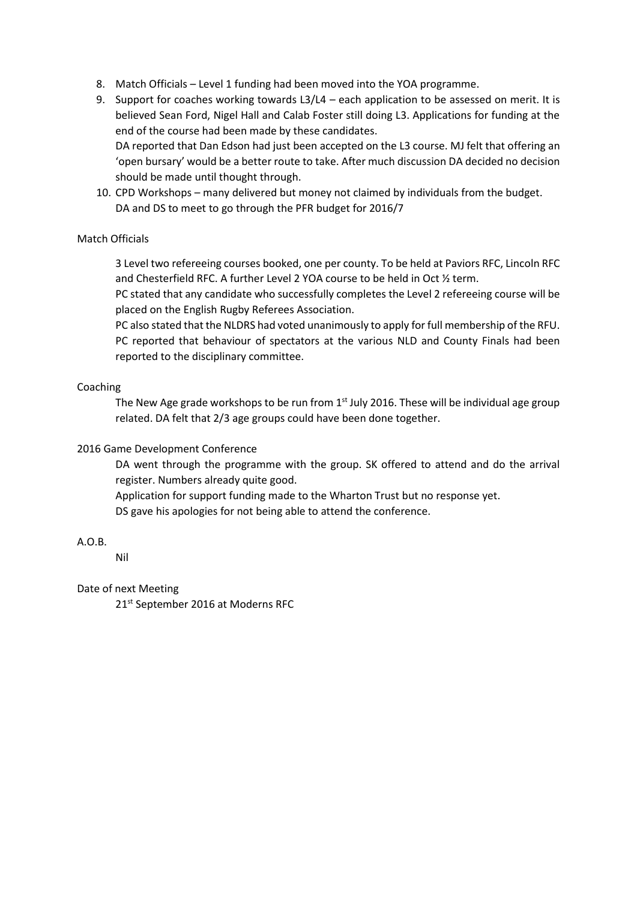8. Match Officials – Level 1 funding had been moved into the YOA programme.
9. Support for coaches working towards L3/L4 – each application to be assessed on merit. It is believed Sean Ford, Nigel Hall and Calab Foster still doing L3. Applications for funding at the end of the course had been made by these candidates.
   DA reported that Dan Edson had just been accepted on the L3 course. MJ felt that offering an 'open bursary' would be a better route to take. After much discussion DA decided no decision should be made until thought through.
10. CPD Workshops – many delivered but money not claimed by individuals from the budget.
    DA and DS to meet to go through the PFR budget for 2016/7

Match Officials

3 Level two refereeing courses booked, one per county. To be held at Paviors RFC, Lincoln RFC and Chesterfield RFC. A further Level 2 YOA course to be held in Oct ½ term.

PC stated that any candidate who successfully completes the Level 2 refereeing course will be placed on the English Rugby Referees Association.

PC also stated that the NLDRS had voted unanimously to apply for full membership of the RFU.

PC reported that behaviour of spectators at the various NLD and County Finals had been reported to the disciplinary committee.

Coaching

The New Age grade workshops to be run from 1st July 2016. These will be individual age group related. DA felt that 2/3 age groups could have been done together.

2016 Game Development Conference

DA went through the programme with the group. SK offered to attend and do the arrival register. Numbers already quite good.

Application for support funding made to the Wharton Trust but no response yet.

DS gave his apologies for not being able to attend the conference.

A.O.B.

Nil

Date of next Meeting

21st September 2016 at Moderns RFC